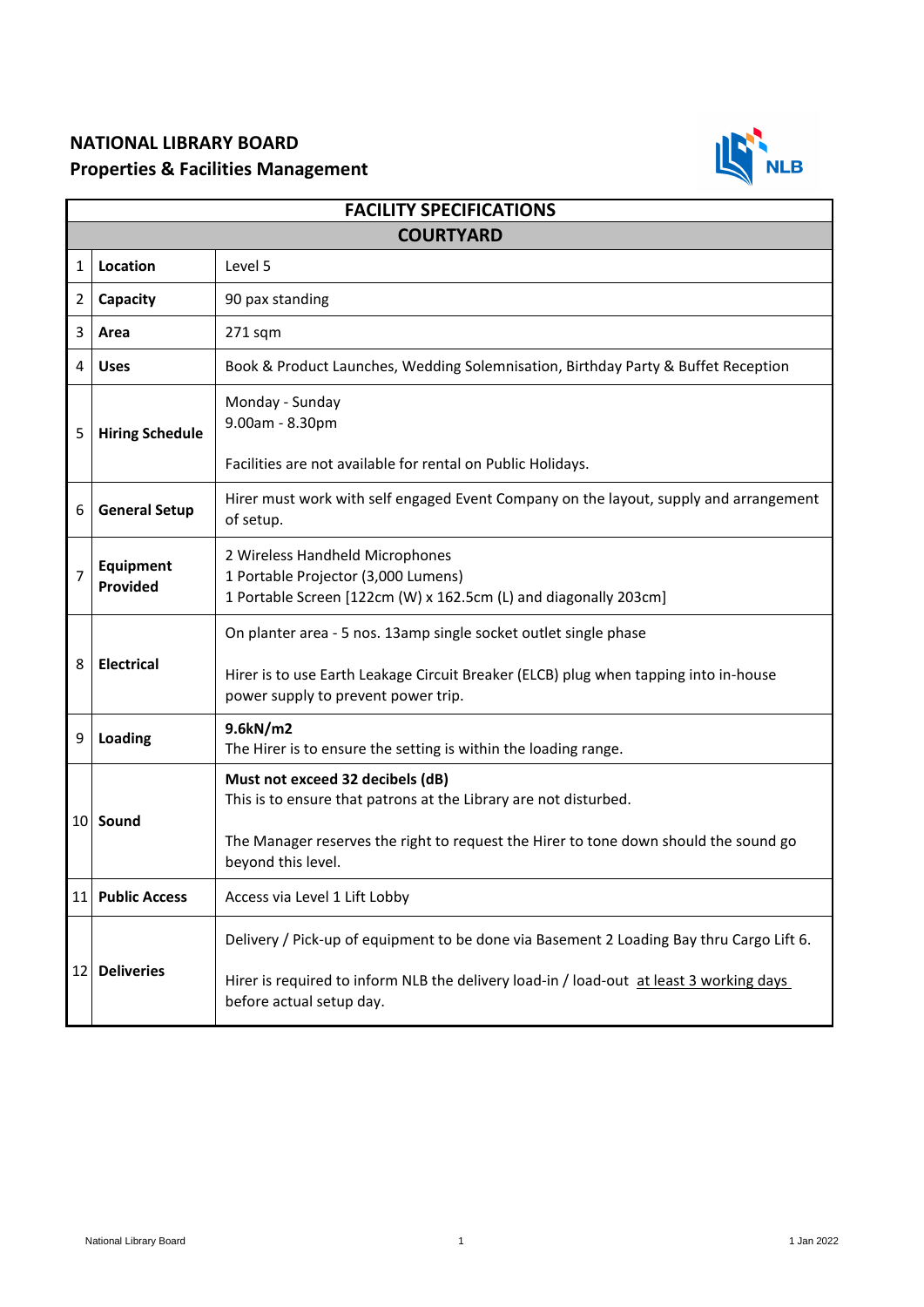**NATIONAL LIBRARY BOARD**
**Properties & Facilities Management**

| FACILITY SPECIFICATIONS | | |
|---|---|---|
| **COURTYARD** | | |
| 1 | **Location** | Level 5 |
| 2 | **Capacity** | 90 pax standing |
| 3 | **Area** | 271 sqm |
| 4 | **Uses** | Book & Product Launches, Wedding Solemnisation, Birthday Party & Buffet Reception |
| 5 | **Hiring Schedule** | Monday - Sunday<br>9.00am - 8.30pm<br><br>Facilities are not available for rental on Public Holidays. |
| 6 | **General Setup** | Hirer must work with self engaged Event Company on the layout, supply and arrangement of setup. |
| 7 | **Equipment Provided** | 2 Wireless Handheld Microphones<br>1 Portable Projector (3,000 Lumens)<br>1 Portable Screen [122cm (W) x 162.5cm (L) and diagonally 203cm] |
| 8 | **Electrical** | On planter area - 5 nos. 13amp single socket outlet single phase<br><br>Hirer is to use Earth Leakage Circuit Breaker (ELCB) plug when tapping into in-house power supply to prevent power trip. |
| 9 | **Loading** | **9.6kN/m2**<br>The Hirer is to ensure the setting is within the loading range. |
| 10 | **Sound** | **Must not exceed 32 decibels (dB)**<br>This is to ensure that patrons at the Library are not disturbed.<br><br>The Manager reserves the right to request the Hirer to tone down should the sound go beyond this level. |
| 11 | **Public Access** | Access via Level 1 Lift Lobby |
| 12 | **Deliveries** | Delivery / Pick-up of equipment to be done via Basement 2 Loading Bay thru Cargo Lift 6.<br><br>Hirer is required to inform NLB the delivery load-in / load-out at least 3 working days before actual setup day. |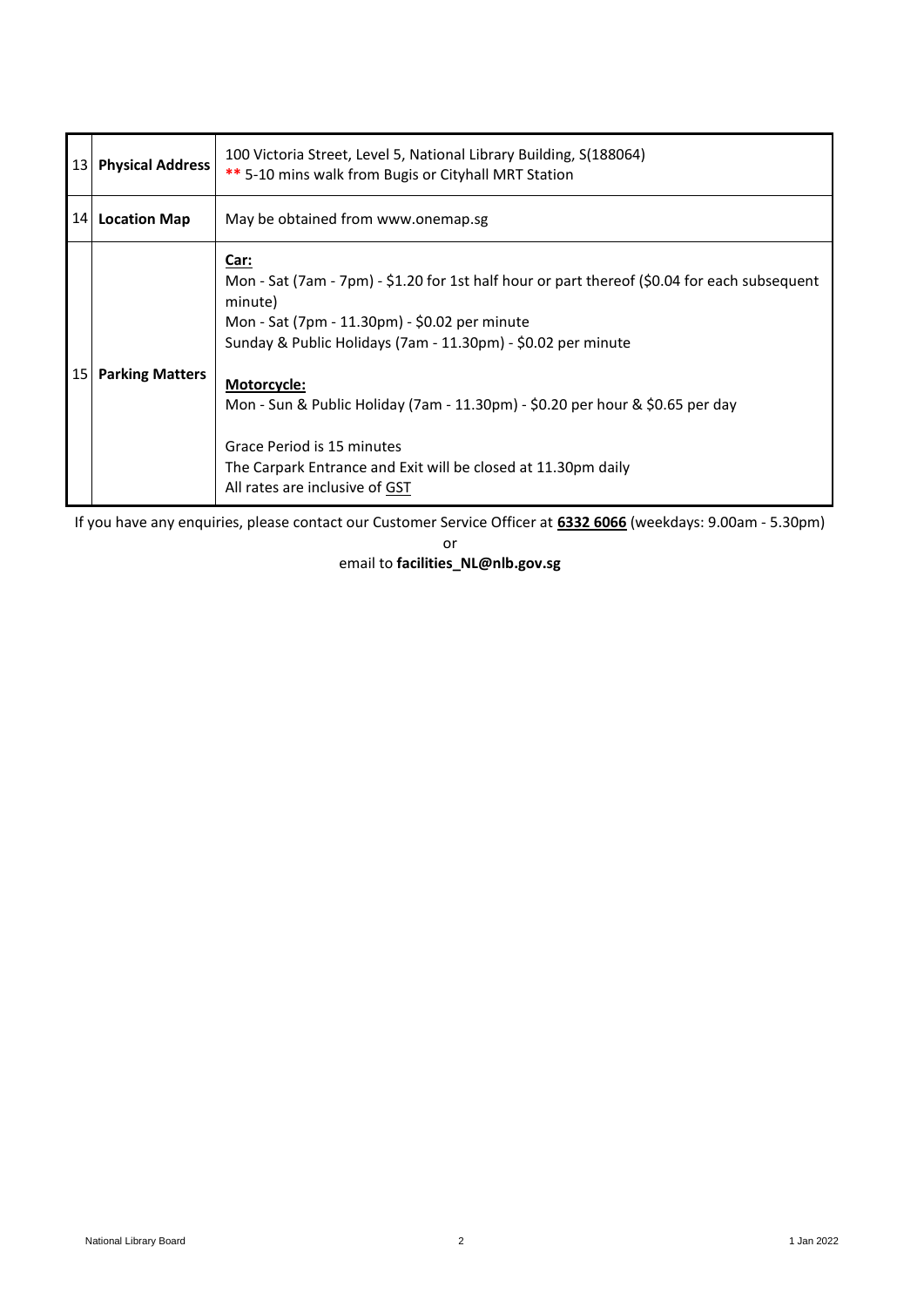| | | |
|---|---|---|
| 13 | **Physical Address** | 100 Victoria Street, Level 5, National Library Building, S(188064)<br>** 5-10 mins walk from Bugis or Cityhall MRT Station |
| 14 | **Location Map** | May be obtained from www.onemap.sg |
| 15 | **Parking Matters** | **Car:**<br>Mon - Sat (7am - 7pm) - $1.20 for 1st half hour or part thereof ($0.04 for each subsequent minute)<br>Mon - Sat (7pm - 11.30pm) - $0.02 per minute<br>Sunday & Public Holidays (7am - 11.30pm) - $0.02 per minute<br><br>**Motorcycle:**<br>Mon - Sun & Public Holiday (7am - 11.30pm) - $0.20 per hour & $0.65 per day<br><br>Grace Period is 15 minutes<br>The Carpark Entrance and Exit will be closed at 11.30pm daily<br>All rates are inclusive of GST |

If you have any enquiries, please contact our Customer Service Officer at **6332 6066** (weekdays: 9.00am - 5.30pm)

or

email to **facilities_NL@nlb.gov.sg**